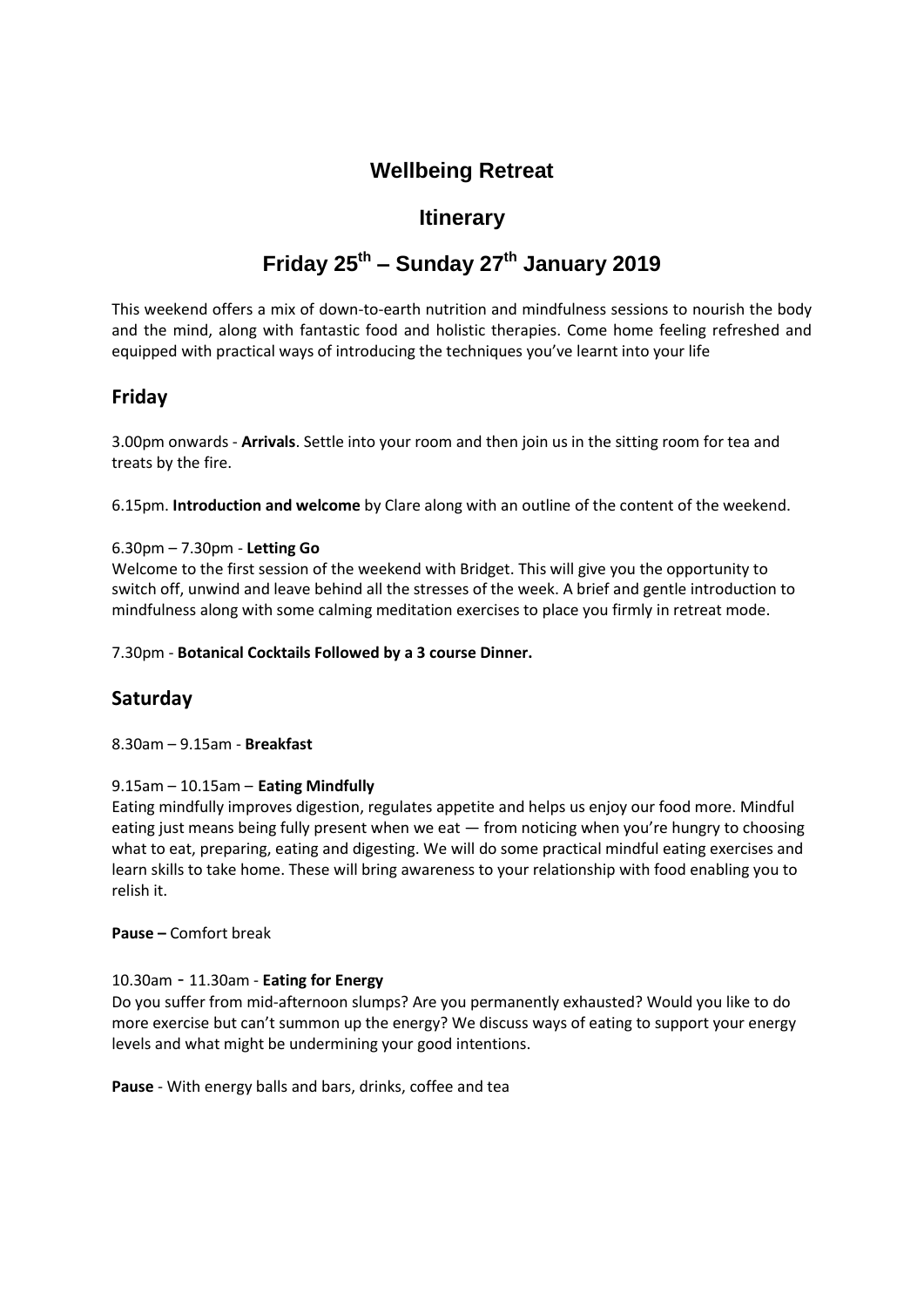# Wellbeing Retreat

## Itinerary

## Friday 25th – Sunday 27th January 2019

This weekend offers a mix of down-to-earth nutrition and mindfulness sessions to nourish the body and the mind, along with fantastic food and holistic therapies. Come home feeling refreshed and equipped with practical ways of introducing the techniques you've learnt into your life

## Friday

3.00pm onwards - **Arrivals**. Settle into your room and then join us in the sitting room for tea and treats by the fire.

6.15pm. **Introduction and welcome** by Clare along with an outline of the content of the weekend.

6.30pm – 7.30pm - **Letting Go**
Welcome to the first session of the weekend with Bridget. This will give you the opportunity to switch off, unwind and leave behind all the stresses of the week. A brief and gentle introduction to mindfulness along with some calming meditation exercises to place you firmly in retreat mode.

7.30pm - **Botanical Cocktails Followed by a 3 course Dinner.**

## Saturday

8.30am – 9.15am - **Breakfast**

9.15am – 10.15am – **Eating Mindfully**
Eating mindfully improves digestion, regulates appetite and helps us enjoy our food more. Mindful eating just means being fully present when we eat — from noticing when you're hungry to choosing what to eat, preparing, eating and digesting. We will do some practical mindful eating exercises and learn skills to take home. These will bring awareness to your relationship with food enabling you to relish it.

**Pause –** Comfort break

10.30am - 11.30am - **Eating for Energy**
Do you suffer from mid-afternoon slumps? Are you permanently exhausted? Would you like to do more exercise but can't summon up the energy? We discuss ways of eating to support your energy levels and what might be undermining your good intentions.

**Pause** - With energy balls and bars, drinks, coffee and tea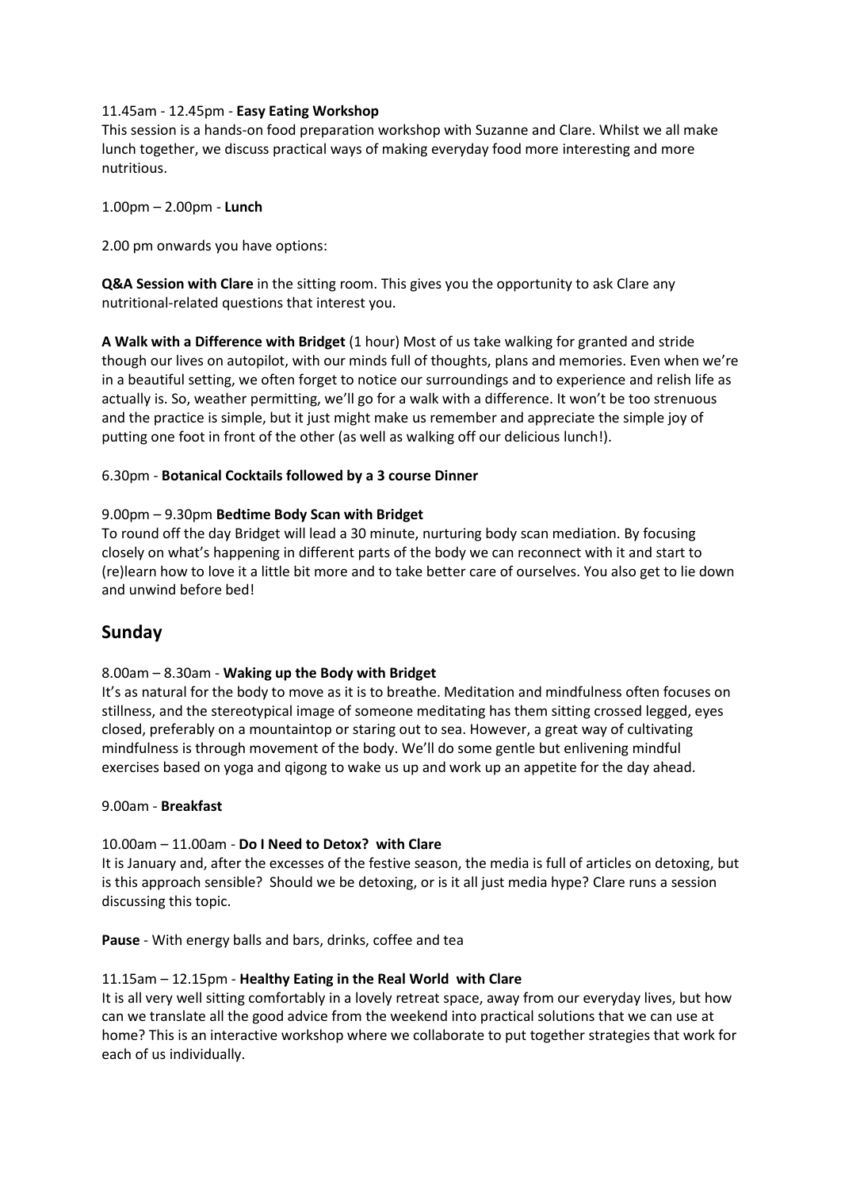11.45am - 12.45pm - **Easy Eating Workshop**
This session is a hands-on food preparation workshop with Suzanne and Clare. Whilst we all make lunch together, we discuss practical ways of making everyday food more interesting and more nutritious.

1.00pm – 2.00pm - **Lunch**

2.00 pm onwards you have options:

**Q&A Session with Clare** in the sitting room. This gives you the opportunity to ask Clare any nutritional-related questions that interest you.

**A Walk with a Difference with Bridget** (1 hour) Most of us take walking for granted and stride though our lives on autopilot, with our minds full of thoughts, plans and memories. Even when we're in a beautiful setting, we often forget to notice our surroundings and to experience and relish life as actually is. So, weather permitting, we'll go for a walk with a difference. It won't be too strenuous and the practice is simple, but it just might make us remember and appreciate the simple joy of putting one foot in front of the other (as well as walking off our delicious lunch!).

6.30pm - **Botanical Cocktails followed by a 3 course Dinner**

9.00pm – 9.30pm **Bedtime Body Scan with Bridget**
To round off the day Bridget will lead a 30 minute, nurturing body scan mediation. By focusing closely on what's happening in different parts of the body we can reconnect with it and start to (re)learn how to love it a little bit more and to take better care of ourselves. You also get to lie down and unwind before bed!

## Sunday

8.00am – 8.30am - **Waking up the Body with Bridget**
It's as natural for the body to move as it is to breathe. Meditation and mindfulness often focuses on stillness, and the stereotypical image of someone meditating has them sitting crossed legged, eyes closed, preferably on a mountaintop or staring out to sea. However, a great way of cultivating mindfulness is through movement of the body. We'll do some gentle but enlivening mindful exercises based on yoga and qigong to wake us up and work up an appetite for the day ahead.

9.00am - **Breakfast**

10.00am – 11.00am - **Do I Need to Detox? with Clare**
It is January and, after the excesses of the festive season, the media is full of articles on detoxing, but is this approach sensible? Should we be detoxing, or is it all just media hype? Clare runs a session discussing this topic.

**Pause** - With energy balls and bars, drinks, coffee and tea

11.15am – 12.15pm - **Healthy Eating in the Real World with Clare**
It is all very well sitting comfortably in a lovely retreat space, away from our everyday lives, but how can we translate all the good advice from the weekend into practical solutions that we can use at home? This is an interactive workshop where we collaborate to put together strategies that work for each of us individually.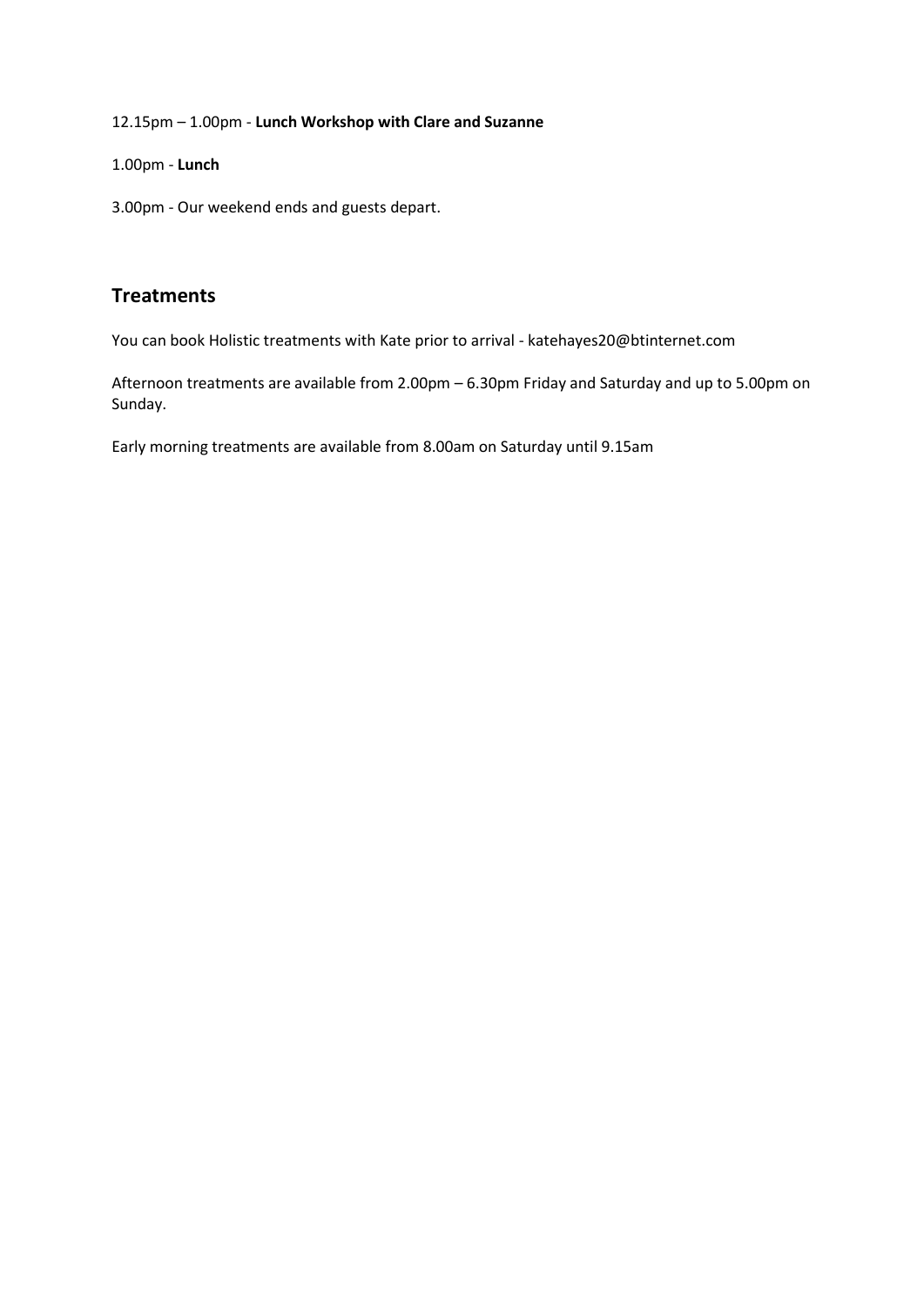12.15pm – 1.00pm - **Lunch Workshop with Clare and Suzanne**

1.00pm - **Lunch**

3.00pm - Our weekend ends and guests depart.

## Treatments

You can book Holistic treatments with Kate prior to arrival - katehayes20@btinternet.com

Afternoon treatments are available from 2.00pm – 6.30pm Friday and Saturday and up to 5.00pm on Sunday.

Early morning treatments are available from 8.00am on Saturday until 9.15am